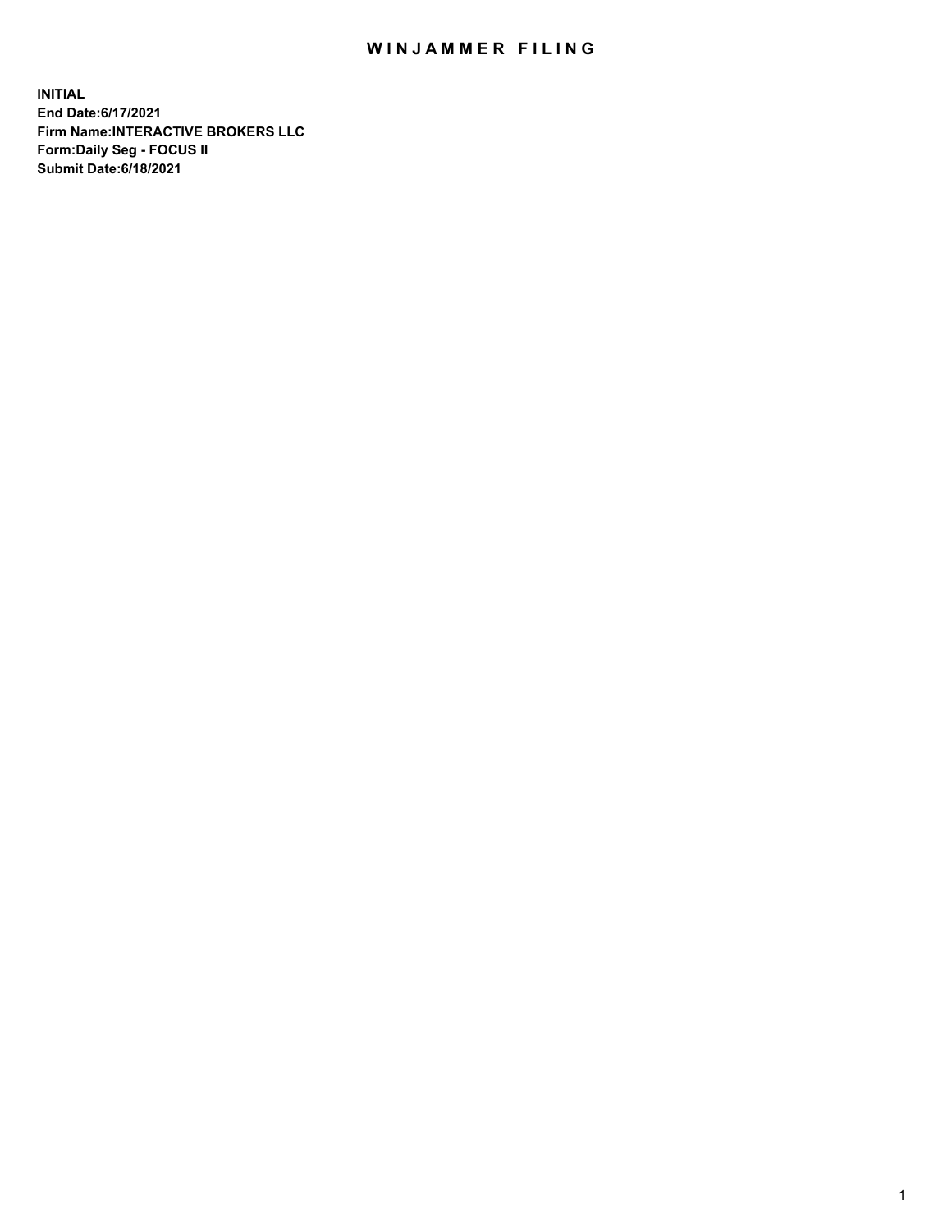# WINJAMMER FILING

**INITIAL**
**End Date:6/17/2021**
**Firm Name:INTERACTIVE BROKERS LLC**
**Form:Daily Seg - FOCUS II**
**Submit Date:6/18/2021**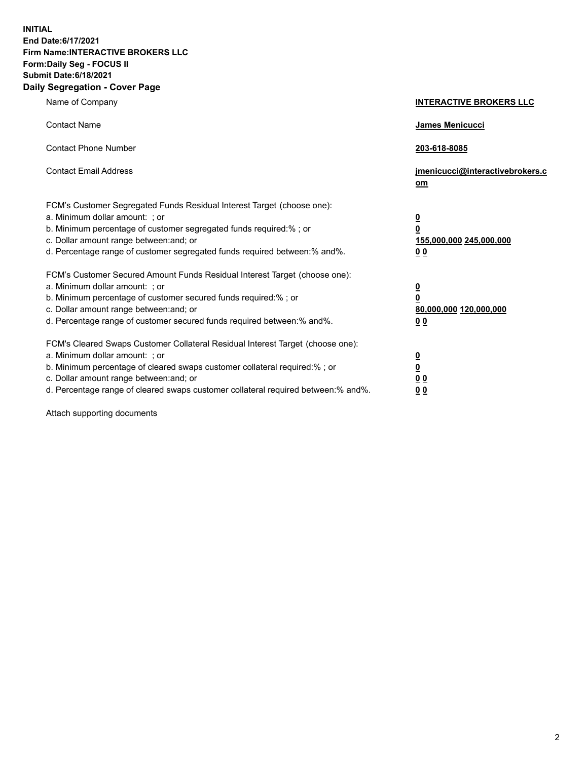**INITIAL**
**End Date:6/17/2021**
**Firm Name:INTERACTIVE BROKERS LLC**
**Form:Daily Seg - FOCUS II**
**Submit Date:6/18/2021**

## Daily Segregation - Cover Page

| | |
|---|---|
| Name of Company | **INTERACTIVE BROKERS LLC** |
| Contact Name | **James Menicucci** |
| Contact Phone Number | **203-618-8085** |
| Contact Email Address | **jmenicucci@interactivebrokers.com** |
| FCM's Customer Segregated Funds Residual Interest Target (choose one): | |
| a. Minimum dollar amount: ; or | **0** |
| b. Minimum percentage of customer segregated funds required:% ; or | **0** |
| c. Dollar amount range between:and; or | **155,000,000 245,000,000** |
| d. Percentage range of customer segregated funds required between:% and%. | **0 0** |
| FCM's Customer Secured Amount Funds Residual Interest Target (choose one): | |
| a. Minimum dollar amount: ; or | **0** |
| b. Minimum percentage of customer secured funds required:% ; or | **0** |
| c. Dollar amount range between:and; or | **80,000,000 120,000,000** |
| d. Percentage range of customer secured funds required between:% and%. | **0 0** |
| FCM's Cleared Swaps Customer Collateral Residual Interest Target (choose one): | |
| a. Minimum dollar amount: ; or | **0** |
| b. Minimum percentage of cleared swaps customer collateral required:% ; or | **0** |
| c. Dollar amount range between:and; or | **0 0** |
| d. Percentage range of cleared swaps customer collateral required between:% and%. | **0 0** |

Attach supporting documents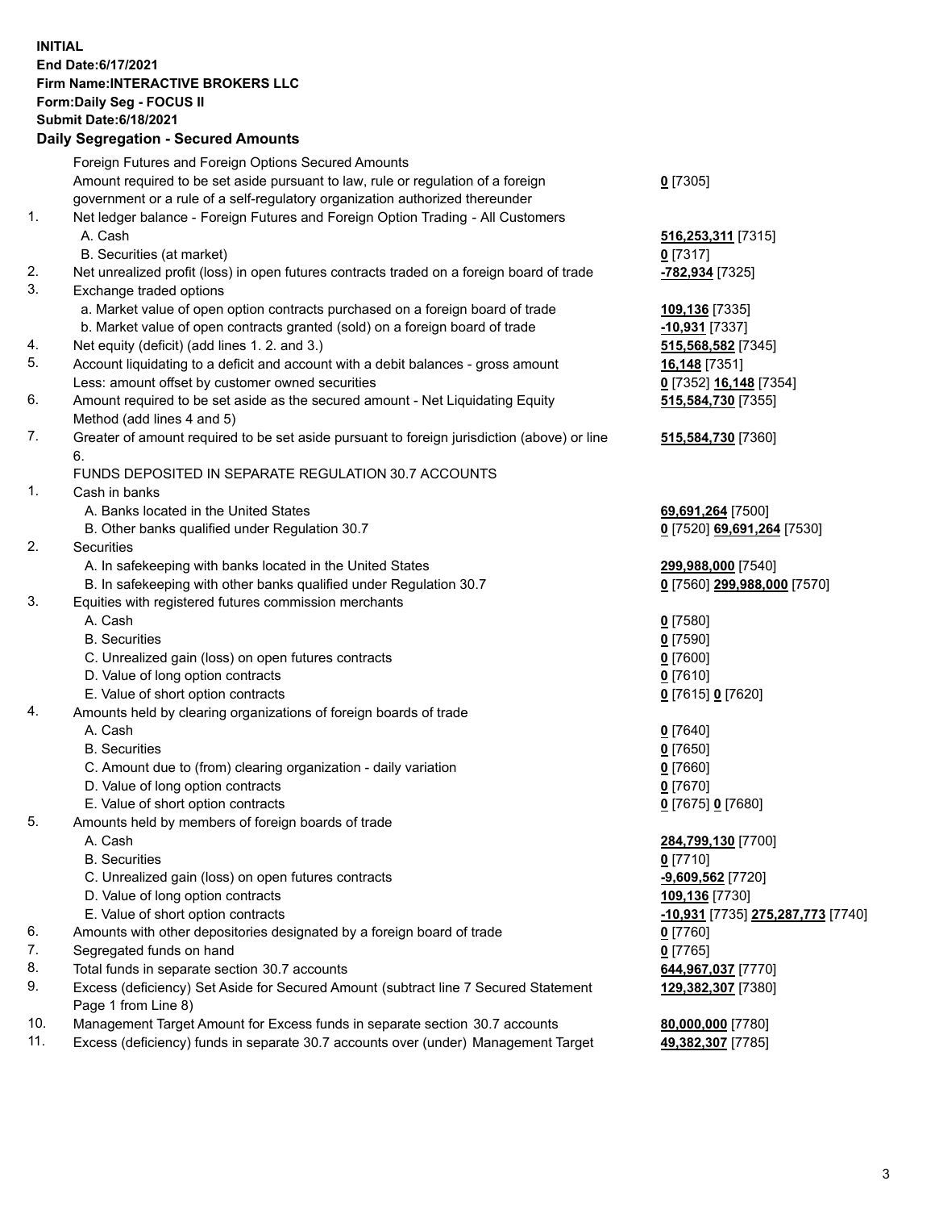**INITIAL**
**End Date:6/17/2021**
**Firm Name:INTERACTIVE BROKERS LLC**
**Form:Daily Seg - FOCUS II**
**Submit Date:6/18/2021**

**Daily Segregation - Secured Amounts**

| | | |
|---|---|---|
| | Foreign Futures and Foreign Options Secured Amounts | |
| | Amount required to be set aside pursuant to law, rule or regulation of a foreign government or a rule of a self-regulatory organization authorized thereunder | **0** [7305] |
| 1. | Net ledger balance - Foreign Futures and Foreign Option Trading - All Customers | |
| | A. Cash | **516,253,311** [7315] |
| | B. Securities (at market) | **0** [7317] |
| 2. | Net unrealized profit (loss) in open futures contracts traded on a foreign board of trade | **-782,934** [7325] |
| 3. | Exchange traded options | |
| | a. Market value of open option contracts purchased on a foreign board of trade | **109,136** [7335] |
| | b. Market value of open contracts granted (sold) on a foreign board of trade | **-10,931** [7337] |
| 4. | Net equity (deficit) (add lines 1. 2. and 3.) | **515,568,582** [7345] |
| 5. | Account liquidating to a deficit and account with a debit balances - gross amount | **16,148** [7351] |
| | Less: amount offset by customer owned securities | **0** [7352] **16,148** [7354] |
| 6. | Amount required to be set aside as the secured amount - Net Liquidating Equity Method (add lines 4 and 5) | **515,584,730** [7355] |
| 7. | Greater of amount required to be set aside pursuant to foreign jurisdiction (above) or line 6. | **515,584,730** [7360] |
| | FUNDS DEPOSITED IN SEPARATE REGULATION 30.7 ACCOUNTS | |
| 1. | Cash in banks | |
| | A. Banks located in the United States | **69,691,264** [7500] |
| | B. Other banks qualified under Regulation 30.7 | **0** [7520] **69,691,264** [7530] |
| 2. | Securities | |
| | A. In safekeeping with banks located in the United States | **299,988,000** [7540] |
| | B. In safekeeping with other banks qualified under Regulation 30.7 | **0** [7560] **299,988,000** [7570] |
| 3. | Equities with registered futures commission merchants | |
| | A. Cash | **0** [7580] |
| | B. Securities | **0** [7590] |
| | C. Unrealized gain (loss) on open futures contracts | **0** [7600] |
| | D. Value of long option contracts | **0** [7610] |
| | E. Value of short option contracts | **0** [7615] **0** [7620] |
| 4. | Amounts held by clearing organizations of foreign boards of trade | |
| | A. Cash | **0** [7640] |
| | B. Securities | **0** [7650] |
| | C. Amount due to (from) clearing organization - daily variation | **0** [7660] |
| | D. Value of long option contracts | **0** [7670] |
| | E. Value of short option contracts | **0** [7675] **0** [7680] |
| 5. | Amounts held by members of foreign boards of trade | |
| | A. Cash | **284,799,130** [7700] |
| | B. Securities | **0** [7710] |
| | C. Unrealized gain (loss) on open futures contracts | **-9,609,562** [7720] |
| | D. Value of long option contracts | **109,136** [7730] |
| | E. Value of short option contracts | **-10,931** [7735] **275,287,773** [7740] |
| 6. | Amounts with other depositories designated by a foreign board of trade | **0** [7760] |
| 7. | Segregated funds on hand | **0** [7765] |
| 8. | Total funds in separate section 30.7 accounts | **644,967,037** [7770] |
| 9. | Excess (deficiency) Set Aside for Secured Amount (subtract line 7 Secured Statement Page 1 from Line 8) | **129,382,307** [7380] |
| 10. | Management Target Amount for Excess funds in separate section 30.7 accounts | **80,000,000** [7780] |
| 11. | Excess (deficiency) funds in separate 30.7 accounts over (under) Management Target | **49,382,307** [7785] |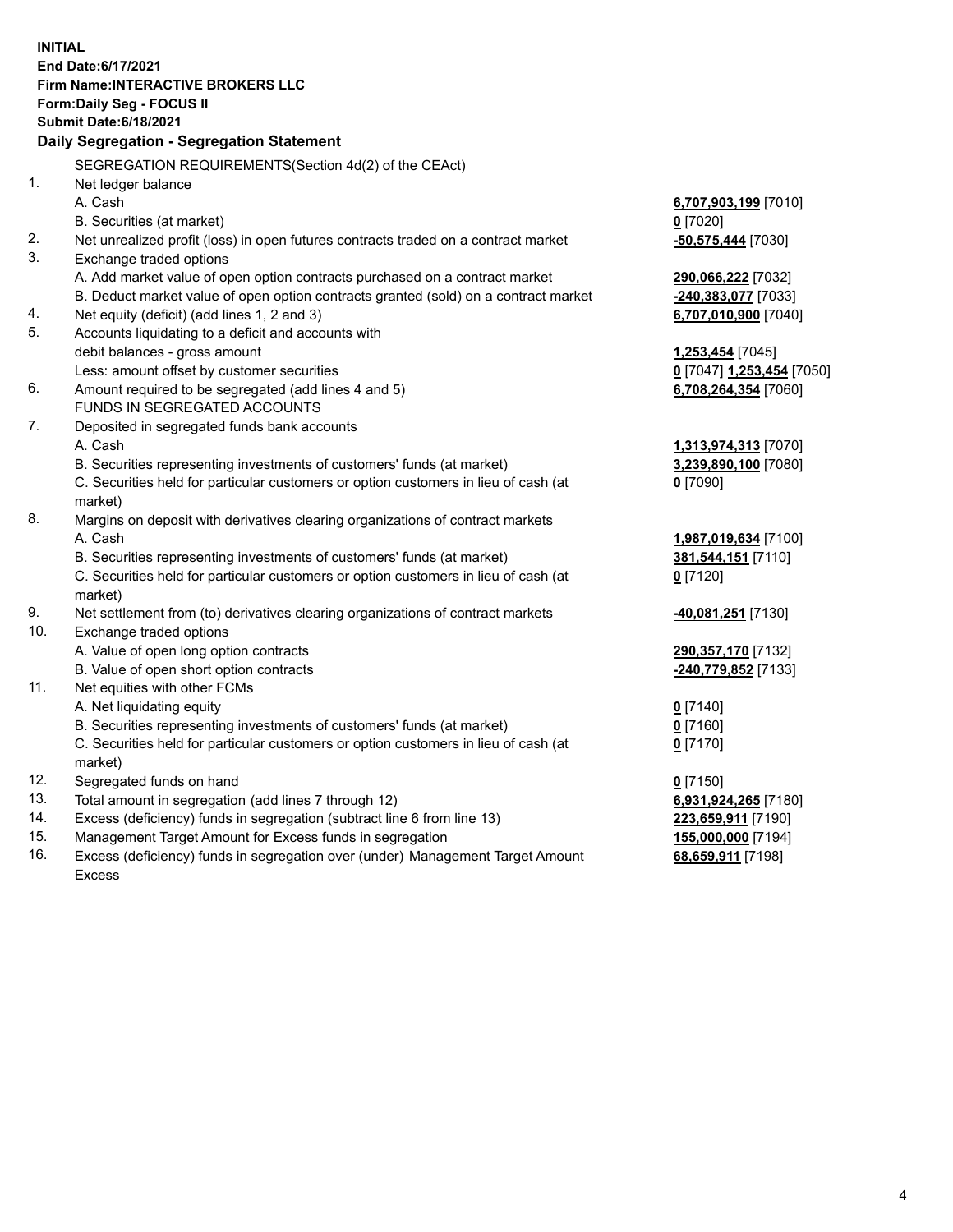**INITIAL**
**End Date:6/17/2021**
**Firm Name:INTERACTIVE BROKERS LLC**
**Form:Daily Seg - FOCUS II**
**Submit Date:6/18/2021**

## Daily Segregation - Segregation Statement

SEGREGATION REQUIREMENTS(Section 4d(2) of the CEAct)

| | | |
|---|---|---|
| 1. | Net ledger balance | |
| | A. Cash | **6,707,903,199** [7010] |
| | B. Securities (at market) | **0** [7020] |
| 2. | Net unrealized profit (loss) in open futures contracts traded on a contract market | **-50,575,444** [7030] |
| 3. | Exchange traded options | |
| | A. Add market value of open option contracts purchased on a contract market | **290,066,222** [7032] |
| | B. Deduct market value of open option contracts granted (sold) on a contract market | **-240,383,077** [7033] |
| 4. | Net equity (deficit) (add lines 1, 2 and 3) | **6,707,010,900** [7040] |
| 5. | Accounts liquidating to a deficit and accounts with debit balances - gross amount | **1,253,454** [7045] |
| | Less: amount offset by customer securities | **0** [7047] **1,253,454** [7050] |
| 6. | Amount required to be segregated (add lines 4 and 5) | **6,708,264,354** [7060] |
| | FUNDS IN SEGREGATED ACCOUNTS | |
| 7. | Deposited in segregated funds bank accounts | |
| | A. Cash | **1,313,974,313** [7070] |
| | B. Securities representing investments of customers' funds (at market) | **3,239,890,100** [7080] |
| | C. Securities held for particular customers or option customers in lieu of cash (at market) | **0** [7090] |
| 8. | Margins on deposit with derivatives clearing organizations of contract markets | |
| | A. Cash | **1,987,019,634** [7100] |
| | B. Securities representing investments of customers' funds (at market) | **381,544,151** [7110] |
| | C. Securities held for particular customers or option customers in lieu of cash (at market) | **0** [7120] |
| 9. | Net settlement from (to) derivatives clearing organizations of contract markets | **-40,081,251** [7130] |
| 10. | Exchange traded options | |
| | A. Value of open long option contracts | **290,357,170** [7132] |
| | B. Value of open short option contracts | **-240,779,852** [7133] |
| 11. | Net equities with other FCMs | |
| | A. Net liquidating equity | **0** [7140] |
| | B. Securities representing investments of customers' funds (at market) | **0** [7160] |
| | C. Securities held for particular customers or option customers in lieu of cash (at market) | **0** [7170] |
| 12. | Segregated funds on hand | **0** [7150] |
| 13. | Total amount in segregation (add lines 7 through 12) | **6,931,924,265** [7180] |
| 14. | Excess (deficiency) funds in segregation (subtract line 6 from line 13) | **223,659,911** [7190] |
| 15. | Management Target Amount for Excess funds in segregation | **155,000,000** [7194] |
| 16. | Excess (deficiency) funds in segregation over (under) Management Target Amount Excess | **68,659,911** [7198] |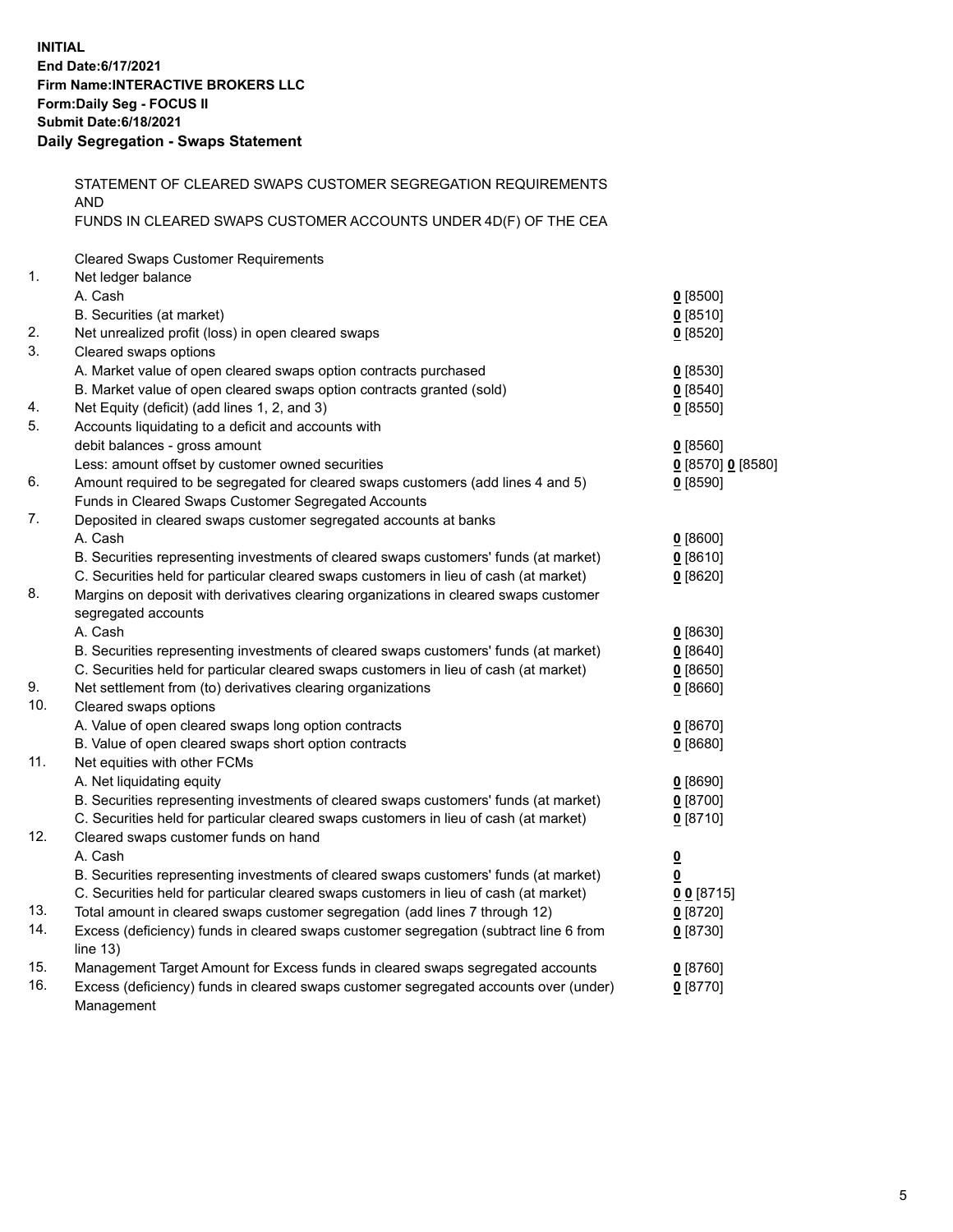**INITIAL**
**End Date:6/17/2021**
**Firm Name:INTERACTIVE BROKERS LLC**
**Form:Daily Seg - FOCUS II**
**Submit Date:6/18/2021**
**Daily Segregation - Swaps Statement**

STATEMENT OF CLEARED SWAPS CUSTOMER SEGREGATION REQUIREMENTS AND FUNDS IN CLEARED SWAPS CUSTOMER ACCOUNTS UNDER 4D(F) OF THE CEA

| | | |
|---|---|---|
| | Cleared Swaps Customer Requirements | |
| 1. | Net ledger balance | |
| | A. Cash | 0 [8500] |
| | B. Securities (at market) | 0 [8510] |
| 2. | Net unrealized profit (loss) in open cleared swaps | 0 [8520] |
| 3. | Cleared swaps options | |
| | A. Market value of open cleared swaps option contracts purchased | 0 [8530] |
| | B. Market value of open cleared swaps option contracts granted (sold) | 0 [8540] |
| 4. | Net Equity (deficit) (add lines 1, 2, and 3) | 0 [8550] |
| 5. | Accounts liquidating to a deficit and accounts with | |
| | debit balances - gross amount | 0 [8560] |
| | Less: amount offset by customer owned securities | 0 [8570] 0 [8580] |
| 6. | Amount required to be segregated for cleared swaps customers (add lines 4 and 5) | 0 [8590] |
| | Funds in Cleared Swaps Customer Segregated Accounts | |
| 7. | Deposited in cleared swaps customer segregated accounts at banks | |
| | A. Cash | 0 [8600] |
| | B. Securities representing investments of cleared swaps customers' funds (at market) | 0 [8610] |
| | C. Securities held for particular cleared swaps customers in lieu of cash (at market) | 0 [8620] |
| 8. | Margins on deposit with derivatives clearing organizations in cleared swaps customer segregated accounts | |
| | A. Cash | 0 [8630] |
| | B. Securities representing investments of cleared swaps customers' funds (at market) | 0 [8640] |
| | C. Securities held for particular cleared swaps customers in lieu of cash (at market) | 0 [8650] |
| 9. | Net settlement from (to) derivatives clearing organizations | 0 [8660] |
| 10. | Cleared swaps options | |
| | A. Value of open cleared swaps long option contracts | 0 [8670] |
| | B. Value of open cleared swaps short option contracts | 0 [8680] |
| 11. | Net equities with other FCMs | |
| | A. Net liquidating equity | 0 [8690] |
| | B. Securities representing investments of cleared swaps customers' funds (at market) | 0 [8700] |
| | C. Securities held for particular cleared swaps customers in lieu of cash (at market) | 0 [8710] |
| 12. | Cleared swaps customer funds on hand | |
| | A. Cash | 0 |
| | B. Securities representing investments of cleared swaps customers' funds (at market) | 0 |
| | C. Securities held for particular cleared swaps customers in lieu of cash (at market) | 0 0 [8715] |
| 13. | Total amount in cleared swaps customer segregation (add lines 7 through 12) | 0 [8720] |
| 14. | Excess (deficiency) funds in cleared swaps customer segregation (subtract line 6 from line 13) | 0 [8730] |
| 15. | Management Target Amount for Excess funds in cleared swaps segregated accounts | 0 [8760] |
| 16. | Excess (deficiency) funds in cleared swaps customer segregated accounts over (under) Management | 0 [8770] |